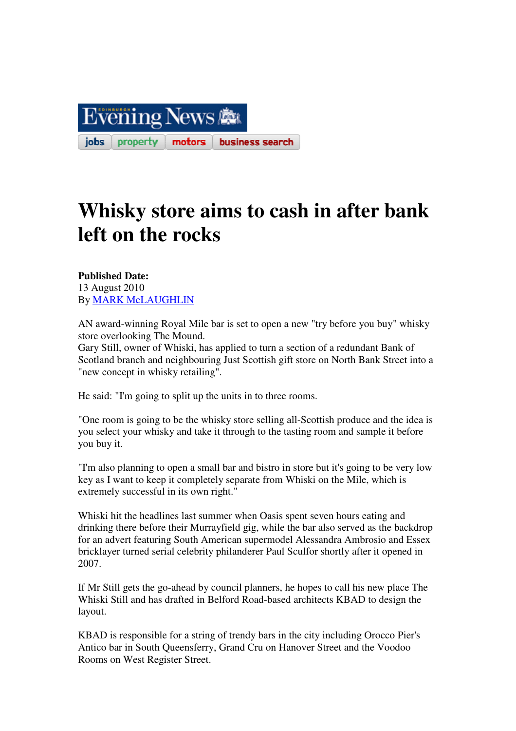Evening News

jobs | property | motors | business search

# Whisky store aims to cash in after bank left on the rocks

**Published Date:**
13 August 2010
By MARK McLAUGHLIN

AN award-winning Royal Mile bar is set to open a new "try before you buy" whisky store overlooking The Mound.
Gary Still, owner of Whiski, has applied to turn a section of a redundant Bank of Scotland branch and neighbouring Just Scottish gift store on North Bank Street into a "new concept in whisky retailing".

He said: "I'm going to split up the units in to three rooms.

"One room is going to be the whisky store selling all-Scottish produce and the idea is you select your whisky and take it through to the tasting room and sample it before you buy it.

"I'm also planning to open a small bar and bistro in store but it's going to be very low key as I want to keep it completely separate from Whiski on the Mile, which is extremely successful in its own right."

Whiski hit the headlines last summer when Oasis spent seven hours eating and drinking there before their Murrayfield gig, while the bar also served as the backdrop for an advert featuring South American supermodel Alessandra Ambrosio and Essex bricklayer turned serial celebrity philanderer Paul Sculfor shortly after it opened in 2007.

If Mr Still gets the go-ahead by council planners, he hopes to call his new place The Whiski Still and has drafted in Belford Road-based architects KBAD to design the layout.

KBAD is responsible for a string of trendy bars in the city including Orocco Pier's Antico bar in South Queensferry, Grand Cru on Hanover Street and the Voodoo Rooms on West Register Street.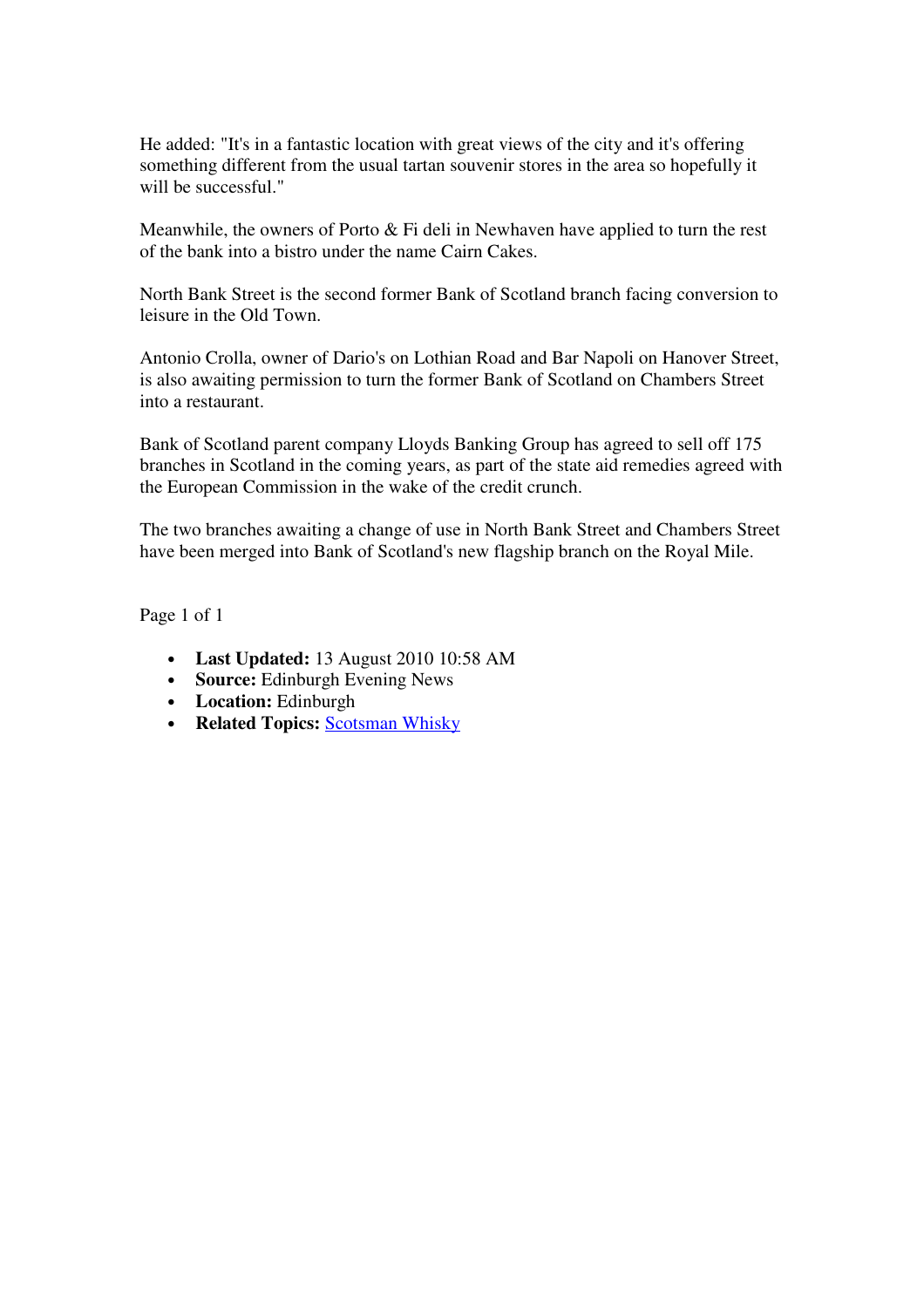He added: "It's in a fantastic location with great views of the city and it's offering something different from the usual tartan souvenir stores in the area so hopefully it will be successful."

Meanwhile, the owners of Porto & Fi deli in Newhaven have applied to turn the rest of the bank into a bistro under the name Cairn Cakes.

North Bank Street is the second former Bank of Scotland branch facing conversion to leisure in the Old Town.

Antonio Crolla, owner of Dario's on Lothian Road and Bar Napoli on Hanover Street, is also awaiting permission to turn the former Bank of Scotland on Chambers Street into a restaurant.

Bank of Scotland parent company Lloyds Banking Group has agreed to sell off 175 branches in Scotland in the coming years, as part of the state aid remedies agreed with the European Commission in the wake of the credit crunch.

The two branches awaiting a change of use in North Bank Street and Chambers Street have been merged into Bank of Scotland's new flagship branch on the Royal Mile.

Page 1 of 1

- **Last Updated:** 13 August 2010 10:58 AM
- **Source:** Edinburgh Evening News
- **Location:** Edinburgh
- **Related Topics:** Scotsman Whisky